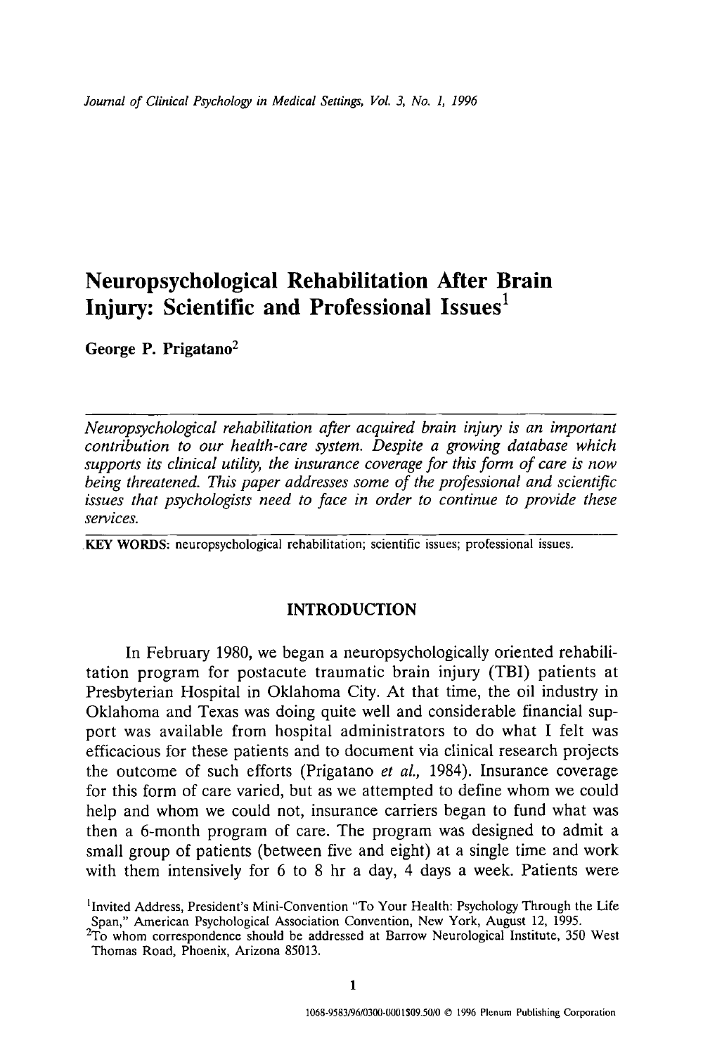# Neuropsychological Rehabilitation After Brain Injury: Scientific and Professional Issues[1]

George P. Prigatano[2]

*Neuropsychological rehabilitation after acquired brain injury is an important contribution to our health-care system. Despite a growing database which supports its clinical utility, the insurance coverage for this form of care is now being threatened. This paper addresses some of the professional and scientific issues that psychologists need to face in order to continue to provide these services.*

**KEY WORDS:** neuropsychological rehabilitation; scientific issues; professional issues.

## INTRODUCTION

In February 1980, we began a neuropsychologically oriented rehabilitation program for postacute traumatic brain injury (TBI) patients at Presbyterian Hospital in Oklahoma City. At that time, the oil industry in Oklahoma and Texas was doing quite well and considerable financial support was available from hospital administrators to do what I felt was efficacious for these patients and to document via clinical research projects the outcome of such efforts (Prigatano *et al.,* 1984). Insurance coverage for this form of care varied, but as we attempted to define whom we could help and whom we could not, insurance carriers began to fund what was then a 6-month program of care. The program was designed to admit a small group of patients (between five and eight) at a single time and work with them intensively for 6 to 8 hr a day, 4 days a week. Patients were

[1]Invited Address, President's Mini-Convention "To Your Health: Psychology Through the Life Span," American Psychological Association Convention, New York, August 12, 1995.

[2]To whom correspondence should be addressed at Barrow Neurological Institute, 350 West Thomas Road, Phoenix, Arizona 85013.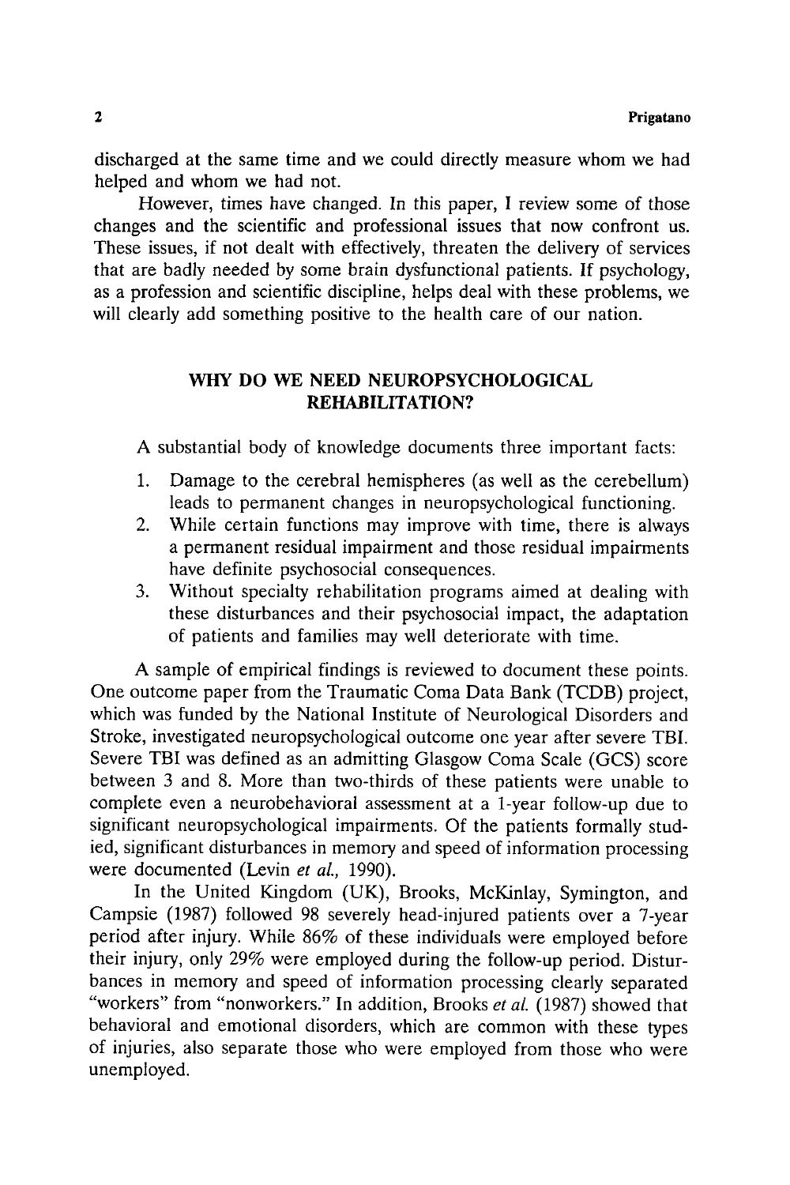discharged at the same time and we could directly measure whom we had helped and whom we had not.

However, times have changed. In this paper, I review some of those changes and the scientific and professional issues that now confront us. These issues, if not dealt with effectively, threaten the delivery of services that are badly needed by some brain dysfunctional patients. If psychology, as a profession and scientific discipline, helps deal with these problems, we will clearly add something positive to the health care of our nation.

## WHY DO WE NEED NEUROPSYCHOLOGICAL REHABILITATION?

A substantial body of knowledge documents three important facts:

1. Damage to the cerebral hemispheres (as well as the cerebellum) leads to permanent changes in neuropsychological functioning.
2. While certain functions may improve with time, there is always a permanent residual impairment and those residual impairments have definite psychosocial consequences.
3. Without specialty rehabilitation programs aimed at dealing with these disturbances and their psychosocial impact, the adaptation of patients and families may well deteriorate with time.

A sample of empirical findings is reviewed to document these points. One outcome paper from the Traumatic Coma Data Bank (TCDB) project, which was funded by the National Institute of Neurological Disorders and Stroke, investigated neuropsychological outcome one year after severe TBI. Severe TBI was defined as an admitting Glasgow Coma Scale (GCS) score between 3 and 8. More than two-thirds of these patients were unable to complete even a neurobehavioral assessment at a 1-year follow-up due to significant neuropsychological impairments. Of the patients formally studied, significant disturbances in memory and speed of information processing were documented (Levin *et al.*, 1990).

In the United Kingdom (UK), Brooks, McKinlay, Symington, and Campsie (1987) followed 98 severely head-injured patients over a 7-year period after injury. While 86% of these individuals were employed before their injury, only 29% were employed during the follow-up period. Disturbances in memory and speed of information processing clearly separated "workers" from "nonworkers." In addition, Brooks *et al.* (1987) showed that behavioral and emotional disorders, which are common with these types of injuries, also separate those who were employed from those who were unemployed.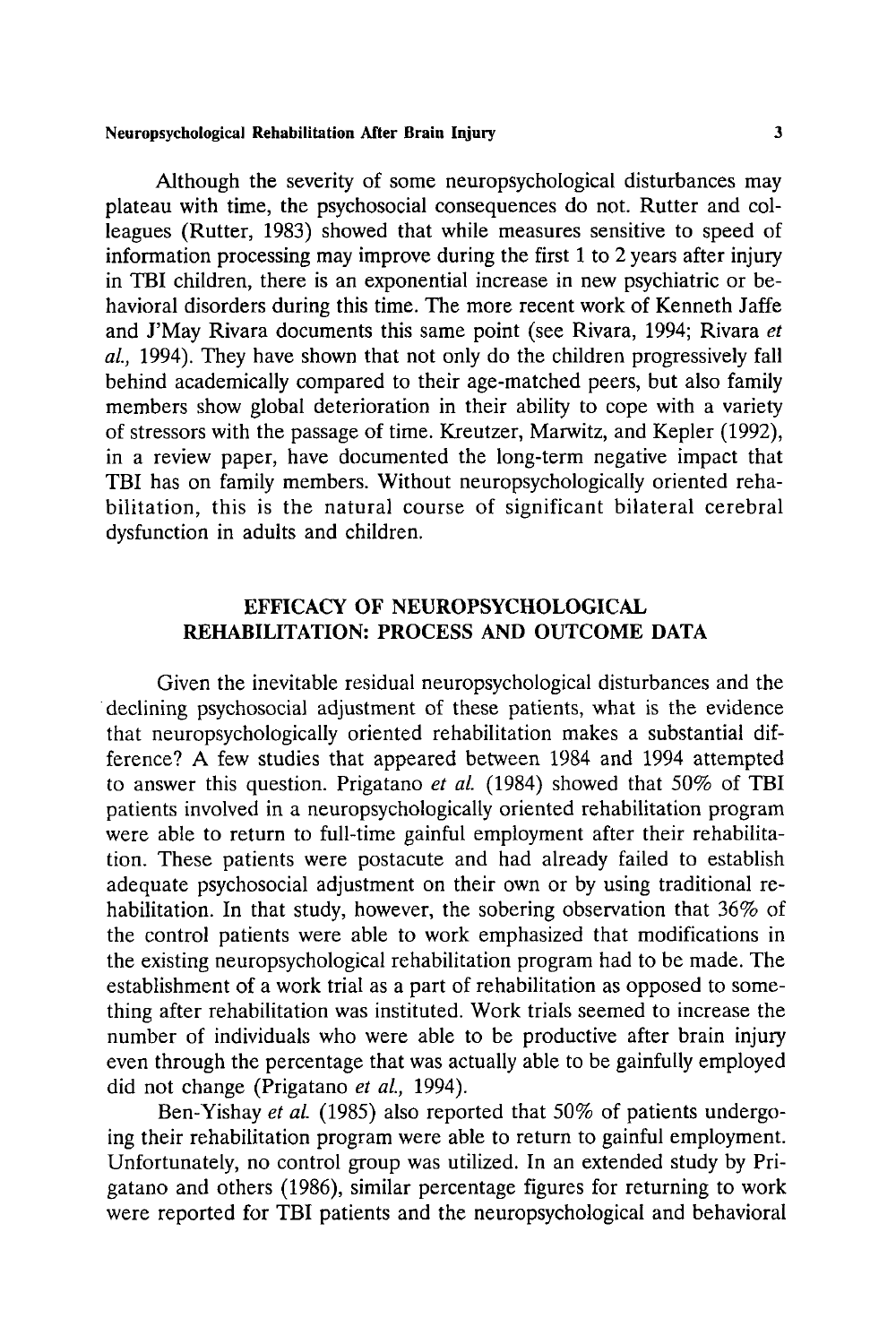Although the severity of some neuropsychological disturbances may plateau with time, the psychosocial consequences do not. Rutter and colleagues (Rutter, 1983) showed that while measures sensitive to speed of information processing may improve during the first 1 to 2 years after injury in TBI children, there is an exponential increase in new psychiatric or behavioral disorders during this time. The more recent work of Kenneth Jaffe and J'May Rivara documents this same point (see Rivara, 1994; Rivara *et al.,* 1994). They have shown that not only do the children progressively fall behind academically compared to their age-matched peers, but also family members show global deterioration in their ability to cope with a variety of stressors with the passage of time. Kreutzer, Marwitz, and Kepler (1992), in a review paper, have documented the long-term negative impact that TBI has on family members. Without neuropsychologically oriented rehabilitation, this is the natural course of significant bilateral cerebral dysfunction in adults and children.

## EFFICACY OF NEUROPSYCHOLOGICAL REHABILITATION: PROCESS AND OUTCOME DATA

Given the inevitable residual neuropsychological disturbances and the declining psychosocial adjustment of these patients, what is the evidence that neuropsychologically oriented rehabilitation makes a substantial difference? A few studies that appeared between 1984 and 1994 attempted to answer this question. Prigatano *et al.* (1984) showed that 50% of TBI patients involved in a neuropsychologically oriented rehabilitation program were able to return to full-time gainful employment after their rehabilitation. These patients were postacute and had already failed to establish adequate psychosocial adjustment on their own or by using traditional rehabilitation. In that study, however, the sobering observation that 36% of the control patients were able to work emphasized that modifications in the existing neuropsychological rehabilitation program had to be made. The establishment of a work trial as a part of rehabilitation as opposed to something after rehabilitation was instituted. Work trials seemed to increase the number of individuals who were able to be productive after brain injury even through the percentage that was actually able to be gainfully employed did not change (Prigatano *et al.,* 1994).

Ben-Yishay *et al.* (1985) also reported that 50% of patients undergoing their rehabilitation program were able to return to gainful employment. Unfortunately, no control group was utilized. In an extended study by Prigatano and others (1986), similar percentage figures for returning to work were reported for TBI patients and the neuropsychological and behavioral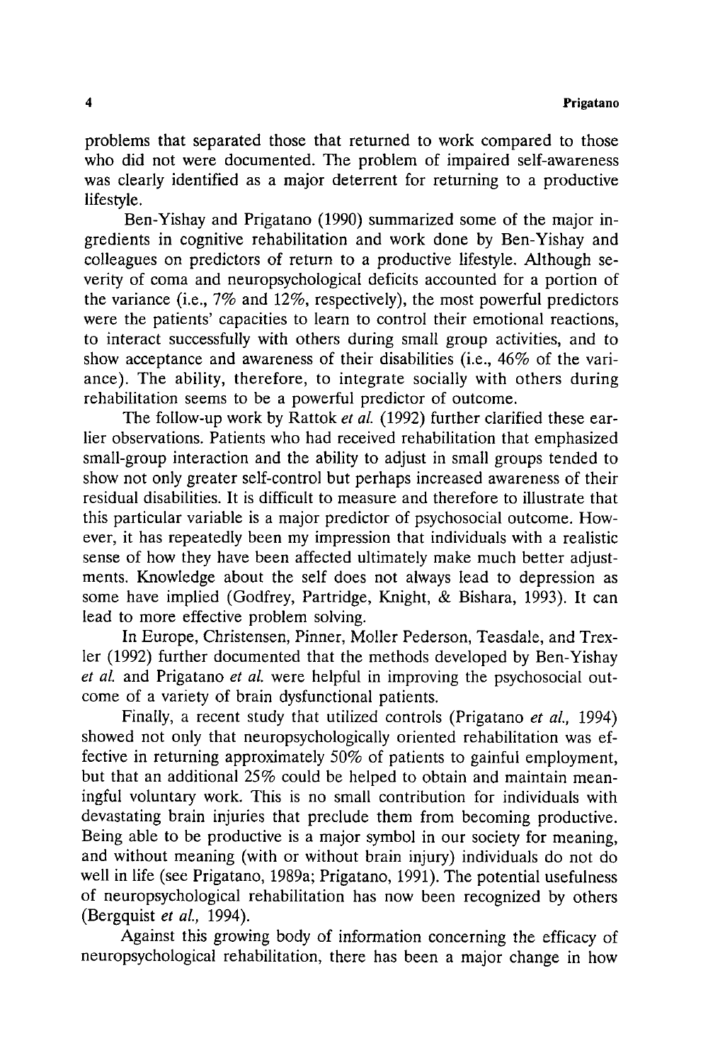problems that separated those that returned to work compared to those who did not were documented. The problem of impaired self-awareness was clearly identified as a major deterrent for returning to a productive lifestyle.

Ben-Yishay and Prigatano (1990) summarized some of the major ingredients in cognitive rehabilitation and work done by Ben-Yishay and colleagues on predictors of return to a productive lifestyle. Although severity of coma and neuropsychological deficits accounted for a portion of the variance (i.e., 7% and 12%, respectively), the most powerful predictors were the patients' capacities to learn to control their emotional reactions, to interact successfully with others during small group activities, and to show acceptance and awareness of their disabilities (i.e., 46% of the variance). The ability, therefore, to integrate socially with others during rehabilitation seems to be a powerful predictor of outcome.

The follow-up work by Rattok *et al.* (1992) further clarified these earlier observations. Patients who had received rehabilitation that emphasized small-group interaction and the ability to adjust in small groups tended to show not only greater self-control but perhaps increased awareness of their residual disabilities. It is difficult to measure and therefore to illustrate that this particular variable is a major predictor of psychosocial outcome. However, it has repeatedly been my impression that individuals with a realistic sense of how they have been affected ultimately make much better adjustments. Knowledge about the self does not always lead to depression as some have implied (Godfrey, Partridge, Knight, & Bishara, 1993). It can lead to more effective problem solving.

In Europe, Christensen, Pinner, Moller Pederson, Teasdale, and Trexler (1992) further documented that the methods developed by Ben-Yishay *et al.* and Prigatano *et al.* were helpful in improving the psychosocial outcome of a variety of brain dysfunctional patients.

Finally, a recent study that utilized controls (Prigatano *et al.*, 1994) showed not only that neuropsychologically oriented rehabilitation was effective in returning approximately 50% of patients to gainful employment, but that an additional 25% could be helped to obtain and maintain meaningful voluntary work. This is no small contribution for individuals with devastating brain injuries that preclude them from becoming productive. Being able to be productive is a major symbol in our society for meaning, and without meaning (with or without brain injury) individuals do not do well in life (see Prigatano, 1989a; Prigatano, 1991). The potential usefulness of neuropsychological rehabilitation has now been recognized by others (Bergquist *et al.*, 1994).

Against this growing body of information concerning the efficacy of neuropsychological rehabilitation, there has been a major change in how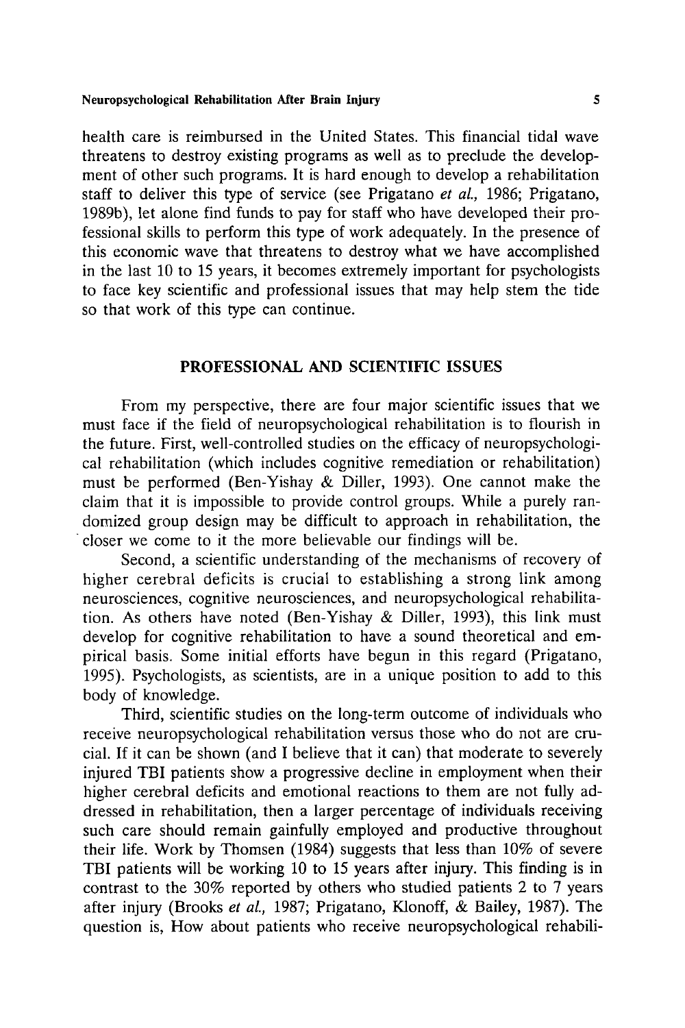health care is reimbursed in the United States. This financial tidal wave threatens to destroy existing programs as well as to preclude the development of other such programs. It is hard enough to develop a rehabilitation staff to deliver this type of service (see Prigatano *et al.,* 1986; Prigatano, 1989b), let alone find funds to pay for staff who have developed their professional skills to perform this type of work adequately. In the presence of this economic wave that threatens to destroy what we have accomplished in the last 10 to 15 years, it becomes extremely important for psychologists to face key scientific and professional issues that may help stem the tide so that work of this type can continue.

## PROFESSIONAL AND SCIENTIFIC ISSUES

From my perspective, there are four major scientific issues that we must face if the field of neuropsychological rehabilitation is to flourish in the future. First, well-controlled studies on the efficacy of neuropsychological rehabilitation (which includes cognitive remediation or rehabilitation) must be performed (Ben-Yishay & Diller, 1993). One cannot make the claim that it is impossible to provide control groups. While a purely randomized group design may be difficult to approach in rehabilitation, the closer we come to it the more believable our findings will be.

Second, a scientific understanding of the mechanisms of recovery of higher cerebral deficits is crucial to establishing a strong link among neurosciences, cognitive neurosciences, and neuropsychological rehabilitation. As others have noted (Ben-Yishay & Diller, 1993), this link must develop for cognitive rehabilitation to have a sound theoretical and empirical basis. Some initial efforts have begun in this regard (Prigatano, 1995). Psychologists, as scientists, are in a unique position to add to this body of knowledge.

Third, scientific studies on the long-term outcome of individuals who receive neuropsychological rehabilitation versus those who do not are crucial. If it can be shown (and I believe that it can) that moderate to severely injured TBI patients show a progressive decline in employment when their higher cerebral deficits and emotional reactions to them are not fully addressed in rehabilitation, then a larger percentage of individuals receiving such care should remain gainfully employed and productive throughout their life. Work by Thomsen (1984) suggests that less than 10% of severe TBI patients will be working 10 to 15 years after injury. This finding is in contrast to the 30% reported by others who studied patients 2 to 7 years after injury (Brooks *et al.,* 1987; Prigatano, Klonoff, & Bailey, 1987). The question is, How about patients who receive neuropsychological rehabili-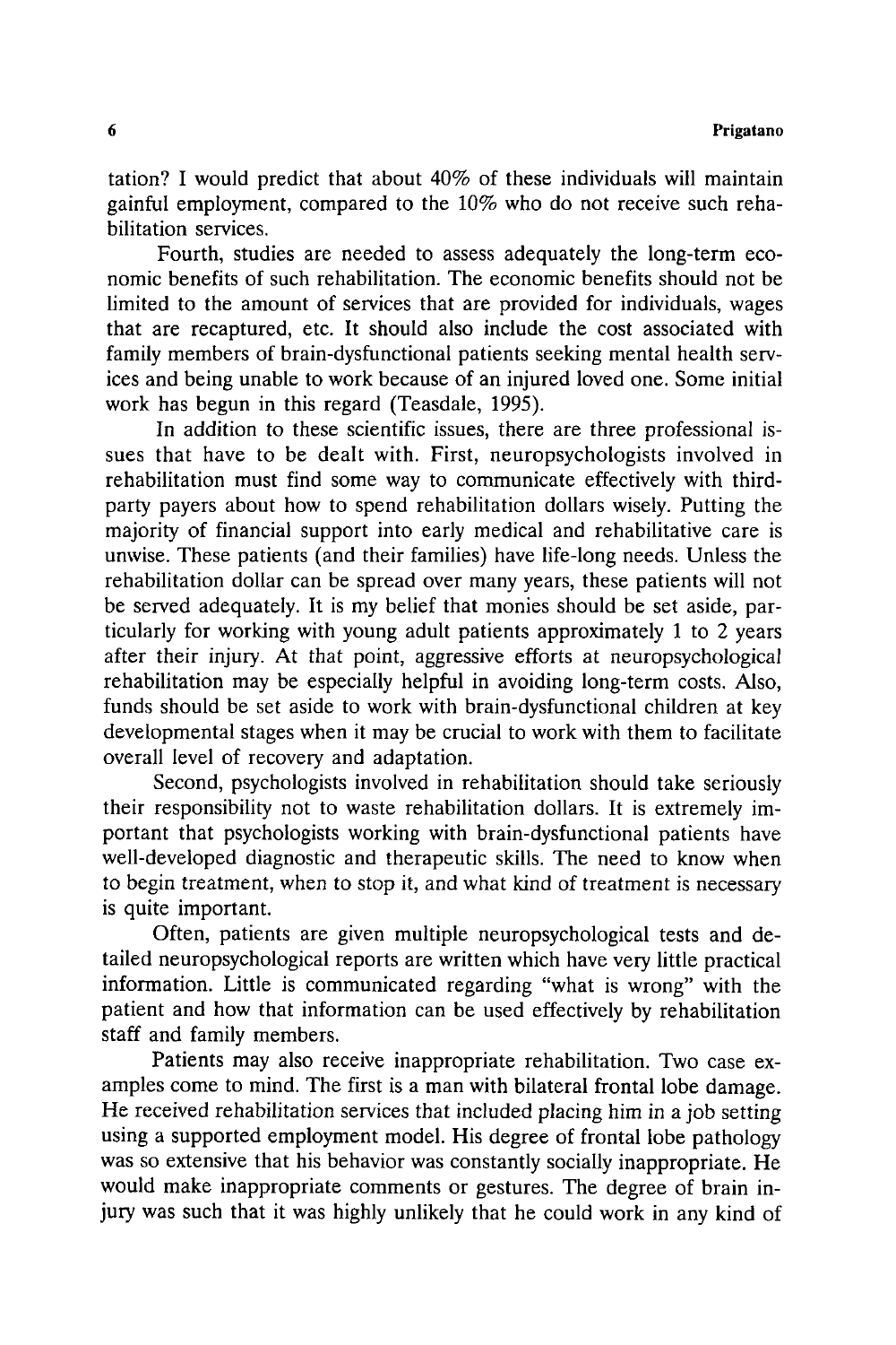tation? I would predict that about 40% of these individuals will maintain gainful employment, compared to the 10% who do not receive such rehabilitation services.

Fourth, studies are needed to assess adequately the long-term economic benefits of such rehabilitation. The economic benefits should not be limited to the amount of services that are provided for individuals, wages that are recaptured, etc. It should also include the cost associated with family members of brain-dysfunctional patients seeking mental health services and being unable to work because of an injured loved one. Some initial work has begun in this regard (Teasdale, 1995).

In addition to these scientific issues, there are three professional issues that have to be dealt with. First, neuropsychologists involved in rehabilitation must find some way to communicate effectively with third-party payers about how to spend rehabilitation dollars wisely. Putting the majority of financial support into early medical and rehabilitative care is unwise. These patients (and their families) have life-long needs. Unless the rehabilitation dollar can be spread over many years, these patients will not be served adequately. It is my belief that monies should be set aside, particularly for working with young adult patients approximately 1 to 2 years after their injury. At that point, aggressive efforts at neuropsychological rehabilitation may be especially helpful in avoiding long-term costs. Also, funds should be set aside to work with brain-dysfunctional children at key developmental stages when it may be crucial to work with them to facilitate overall level of recovery and adaptation.

Second, psychologists involved in rehabilitation should take seriously their responsibility not to waste rehabilitation dollars. It is extremely important that psychologists working with brain-dysfunctional patients have well-developed diagnostic and therapeutic skills. The need to know when to begin treatment, when to stop it, and what kind of treatment is necessary is quite important.

Often, patients are given multiple neuropsychological tests and detailed neuropsychological reports are written which have very little practical information. Little is communicated regarding "what is wrong" with the patient and how that information can be used effectively by rehabilitation staff and family members.

Patients may also receive inappropriate rehabilitation. Two case examples come to mind. The first is a man with bilateral frontal lobe damage. He received rehabilitation services that included placing him in a job setting using a supported employment model. His degree of frontal lobe pathology was so extensive that his behavior was constantly socially inappropriate. He would make inappropriate comments or gestures. The degree of brain injury was such that it was highly unlikely that he could work in any kind of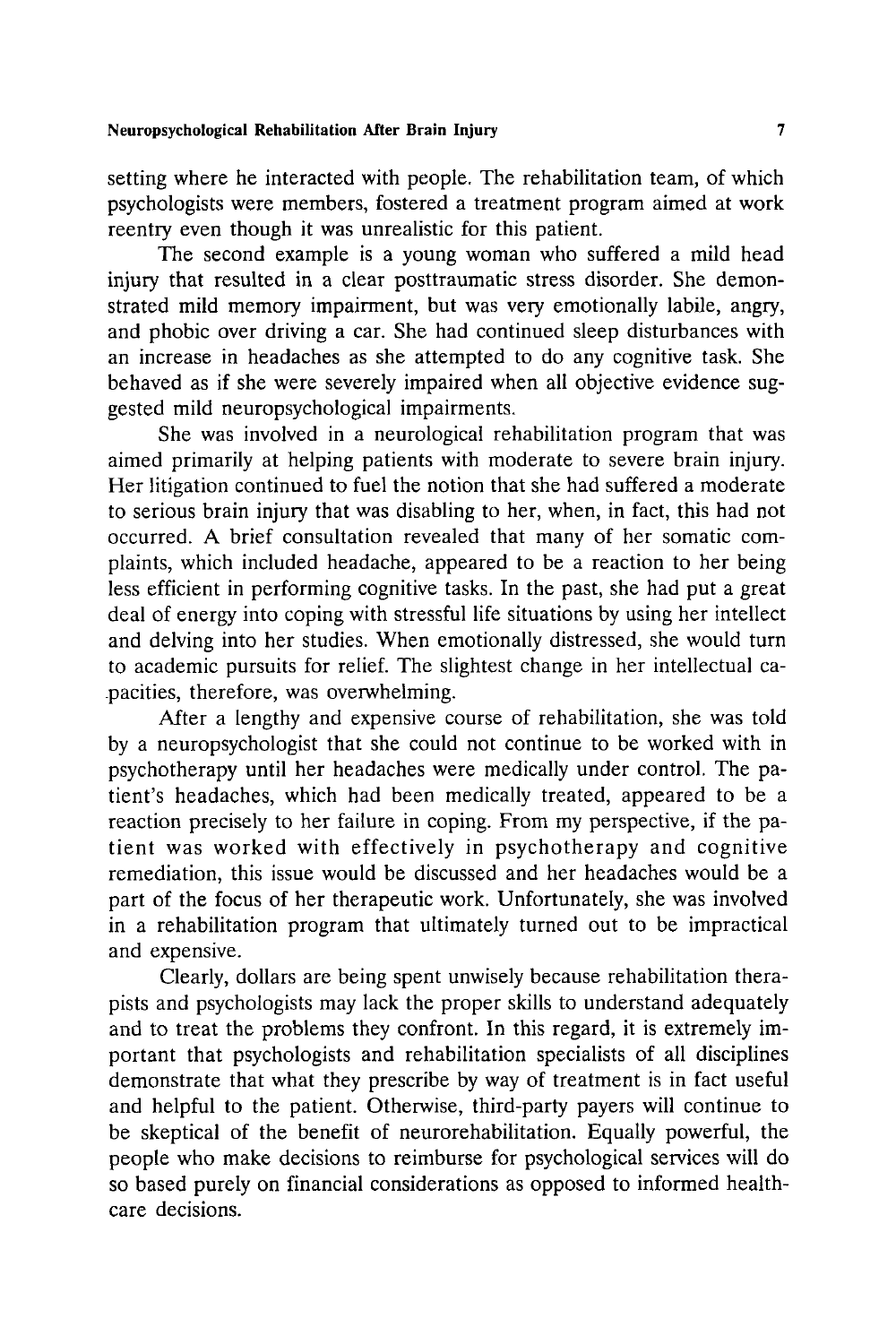setting where he interacted with people. The rehabilitation team, of which psychologists were members, fostered a treatment program aimed at work reentry even though it was unrealistic for this patient.

The second example is a young woman who suffered a mild head injury that resulted in a clear posttraumatic stress disorder. She demonstrated mild memory impairment, but was very emotionally labile, angry, and phobic over driving a car. She had continued sleep disturbances with an increase in headaches as she attempted to do any cognitive task. She behaved as if she were severely impaired when all objective evidence suggested mild neuropsychological impairments.

She was involved in a neurological rehabilitation program that was aimed primarily at helping patients with moderate to severe brain injury. Her litigation continued to fuel the notion that she had suffered a moderate to serious brain injury that was disabling to her, when, in fact, this had not occurred. A brief consultation revealed that many of her somatic complaints, which included headache, appeared to be a reaction to her being less efficient in performing cognitive tasks. In the past, she had put a great deal of energy into coping with stressful life situations by using her intellect and delving into her studies. When emotionally distressed, she would turn to academic pursuits for relief. The slightest change in her intellectual capacities, therefore, was overwhelming.

After a lengthy and expensive course of rehabilitation, she was told by a neuropsychologist that she could not continue to be worked with in psychotherapy until her headaches were medically under control. The patient's headaches, which had been medically treated, appeared to be a reaction precisely to her failure in coping. From my perspective, if the patient was worked with effectively in psychotherapy and cognitive remediation, this issue would be discussed and her headaches would be a part of the focus of her therapeutic work. Unfortunately, she was involved in a rehabilitation program that ultimately turned out to be impractical and expensive.

Clearly, dollars are being spent unwisely because rehabilitation therapists and psychologists may lack the proper skills to understand adequately and to treat the problems they confront. In this regard, it is extremely important that psychologists and rehabilitation specialists of all disciplines demonstrate that what they prescribe by way of treatment is in fact useful and helpful to the patient. Otherwise, third-party payers will continue to be skeptical of the benefit of neurorehabilitation. Equally powerful, the people who make decisions to reimburse for psychological services will do so based purely on financial considerations as opposed to informed healthcare decisions.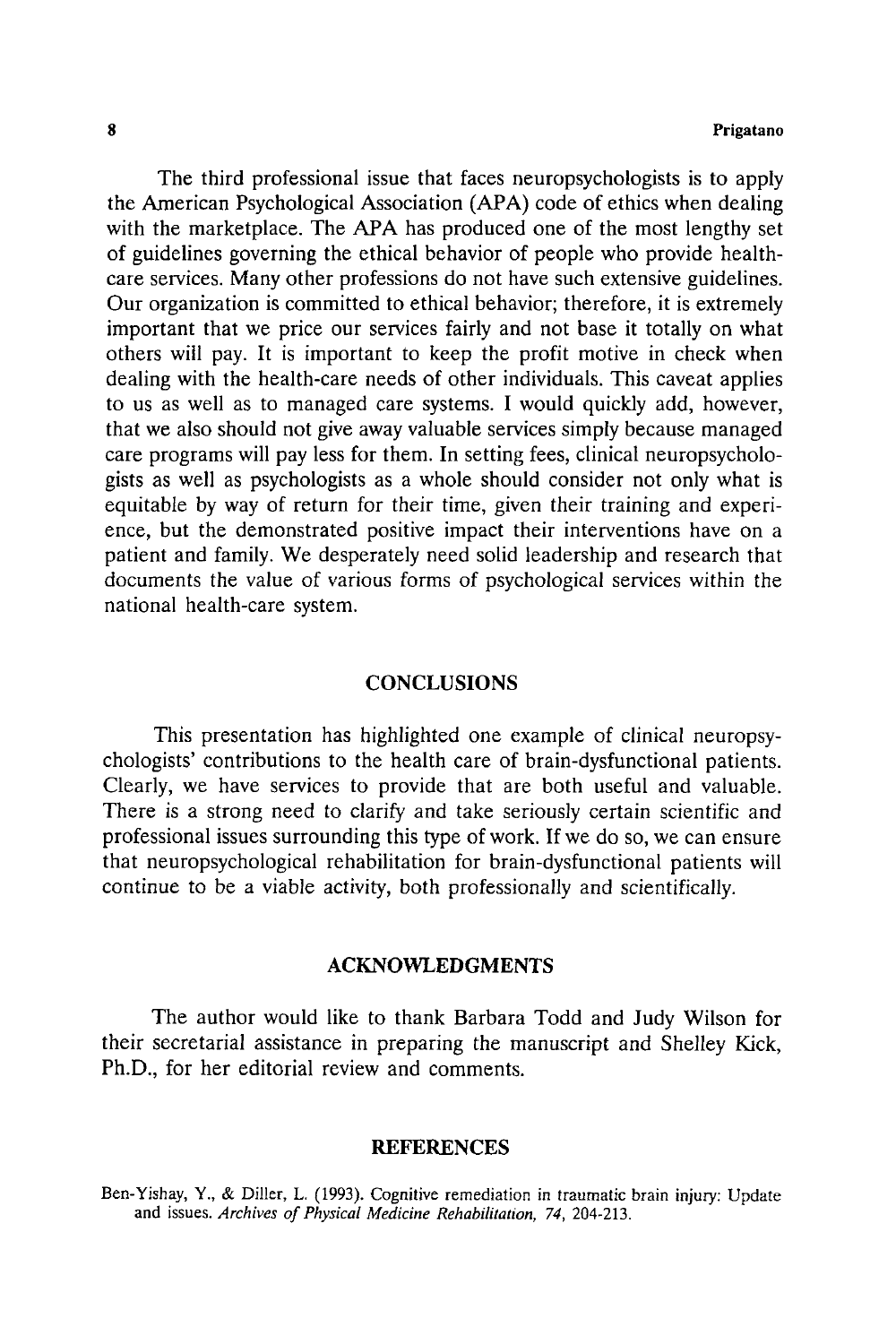The third professional issue that faces neuropsychologists is to apply the American Psychological Association (APA) code of ethics when dealing with the marketplace. The APA has produced one of the most lengthy set of guidelines governing the ethical behavior of people who provide health-care services. Many other professions do not have such extensive guidelines. Our organization is committed to ethical behavior; therefore, it is extremely important that we price our services fairly and not base it totally on what others will pay. It is important to keep the profit motive in check when dealing with the health-care needs of other individuals. This caveat applies to us as well as to managed care systems. I would quickly add, however, that we also should not give away valuable services simply because managed care programs will pay less for them. In setting fees, clinical neuropsychologists as well as psychologists as a whole should consider not only what is equitable by way of return for their time, given their training and experience, but the demonstrated positive impact their interventions have on a patient and family. We desperately need solid leadership and research that documents the value of various forms of psychological services within the national health-care system.

## CONCLUSIONS

This presentation has highlighted one example of clinical neuropsychologists' contributions to the health care of brain-dysfunctional patients. Clearly, we have services to provide that are both useful and valuable. There is a strong need to clarify and take seriously certain scientific and professional issues surrounding this type of work. If we do so, we can ensure that neuropsychological rehabilitation for brain-dysfunctional patients will continue to be a viable activity, both professionally and scientifically.

## ACKNOWLEDGMENTS

The author would like to thank Barbara Todd and Judy Wilson for their secretarial assistance in preparing the manuscript and Shelley Kick, Ph.D., for her editorial review and comments.

## REFERENCES

Ben-Yishay, Y., & Diller, L. (1993). Cognitive remediation in traumatic brain injury: Update and issues. *Archives of Physical Medicine Rehabilitation, 74*, 204-213.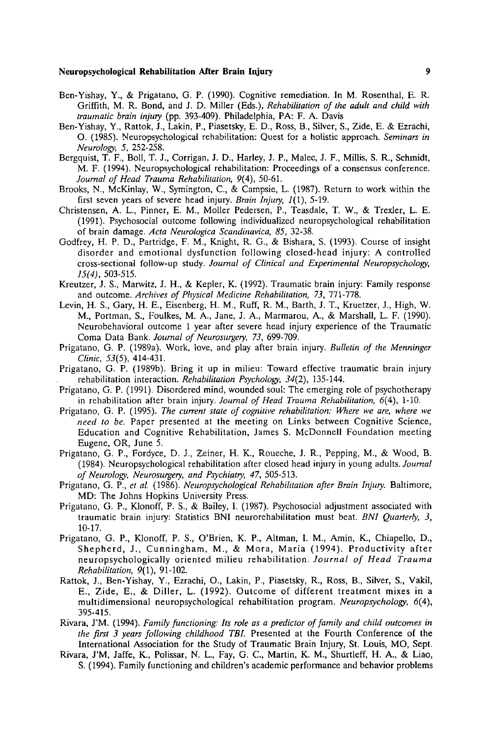Ben-Yishay, Y., & Prigatano, G. P. (1990). Cognitive remediation. In M. Rosenthal, E. R. Griffith, M. R. Bond, and J. D. Miller (Eds.), *Rehabilitation of the adult and child with traumatic brain injury* (pp. 393-409). Philadelphia, PA: F. A. Davis

Ben-Yishay, Y., Rattok, J., Lakin, P., Piasetsky, E. D., Ross, B., Silver, S., Zide, E. & Ezrachi, O. (1985). Neuropsychological rehabilitation: Quest for a holistic approach. *Seminars in Neurology, 5*, 252-258.

Bergquist, T. F., Boll, T. J., Corrigan, J. D., Harley, J. P., Malec, J. F., Millis, S. R., Schmidt, M. F. (1994). Neuropsychological rehabilitation: Proceedings of a consensus conference. *Journal of Head Trauma Rehabilitation, 9*(4), 50-61.

Brooks, N., McKinlay, W., Symington, C., & Campsie, L. (1987). Return to work within the first seven years of severe head injury. *Brain Injury, 1*(1), 5-19.

Christensen, A. L., Pinner, E. M., Moller Pedersen, P., Teasdale, T. W., & Trexler, L. E. (1991). Psychosocial outcome following individualized neuropsychological rehabilitation of brain damage. *Acta Neurologica Scandinavica, 85*, 32-38.

Godfrey, H. P. D., Partridge, F. M., Knight, R. G., & Bishara, S. (1993). Course of insight disorder and emotional dysfunction following closed-head injury: A controlled cross-sectional follow-up study. *Journal of Clinical and Experimental Neuropsychology, 15(4)*, 503-515.

Kreutzer, J. S., Marwitz, J. H., & Kepler, K. (1992). Traumatic brain injury: Family response and outcome. *Archives of Physical Medicine Rehabilitation, 73*, 771-778.

Levin, H. S., Gary, H. E., Eisenberg, H. M., Ruff, R. M., Barth, J. T., Kruetzer, J., High, W. M., Portman, S., Foulkes, M. A., Jane, J. A., Marmarou, A., & Marshall, L. F. (1990). Neurobehavioral outcome 1 year after severe head injury experience of the Traumatic Coma Data Bank. *Journal of Neurosurgery, 73*, 699-709.

Prigatano, G. P. (1989a). Work, love, and play after brain injury. *Bulletin of the Menninger Clinic, 53*(5), 414-431.

Prigatano, G. P. (1989b). Bring it up in milieu: Toward effective traumatic brain injury rehabilitation interaction. *Rehabilitation Psychology, 34*(2), 135-144.

Prigatano, G. P. (1991). Disordered mind, wounded soul: The emerging role of psychotherapy in rehabilitation after brain injury. *Journal of Head Trauma Rehabilitation, 6*(4), 1-10.

Prigatano, G. P. (1995). *The current state of cognitive rehabilitation: Where we are, where we need to be.* Paper presented at the meeting on Links between Cognitive Science, Education and Cognitive Rehabilitation, James S. McDonnell Foundation meeting Eugene, OR, June 5.

Prigatano, G. P., Fordyce, D. J., Zeiner, H. K., Roueche, J. R., Pepping, M., & Wood, B. (1984). Neuropsychological rehabilitation after closed head injury in young adults. *Journal of Neurology, Neurosurgery, and Psychiatry, 47*, 505-513.

Prigatano, G. P., *et al.* (1986). *Neuropsychological Rehabilitation after Brain Injury.* Baltimore, MD: The Johns Hopkins University Press.

Prigatano, G. P., Klonoff, P. S., & Bailey, I. (1987). Psychosocial adjustment associated with traumatic brain injury: Statistics BNI neurorehabilitation must beat. *BNI Quarterly, 3*, 10-17.

Prigatano, G. P., Klonoff, P. S., O'Brien, K. P., Altman, I. M., Amin, K., Chiapello, D., Shepherd, J., Cunningham, M., & Mora, Maria (1994). Productivity after neuropsychologically oriented milieu rehabilitation. *Journal of Head Trauma Rehabilitation, 9*(1), 91-102.

Rattok, J., Ben-Yishay, Y., Ezrachi, O., Lakin, P., Piasetsky, R., Ross, B., Silver, S., Vakil, E., Zide, E., & Diller, L. (1992). Outcome of different treatment mixes in a multidimensional neuropsychological rehabilitation program. *Neuropsychology, 6*(4), 395-415.

Rivara, J'M. (1994). *Family functioning: Its role as a predictor of family and child outcomes in the first 3 years following childhood TBI.* Presented at the Fourth Conference of the International Association for the Study of Traumatic Brain Injury, St. Louis, MO, Sept.

Rivara, J'M, Jaffe, K., Polissar, N. L., Fay, G. C., Martin, K. M., Shurtleff, H. A., & Liao, S. (1994). Family functioning and children's academic performance and behavior problems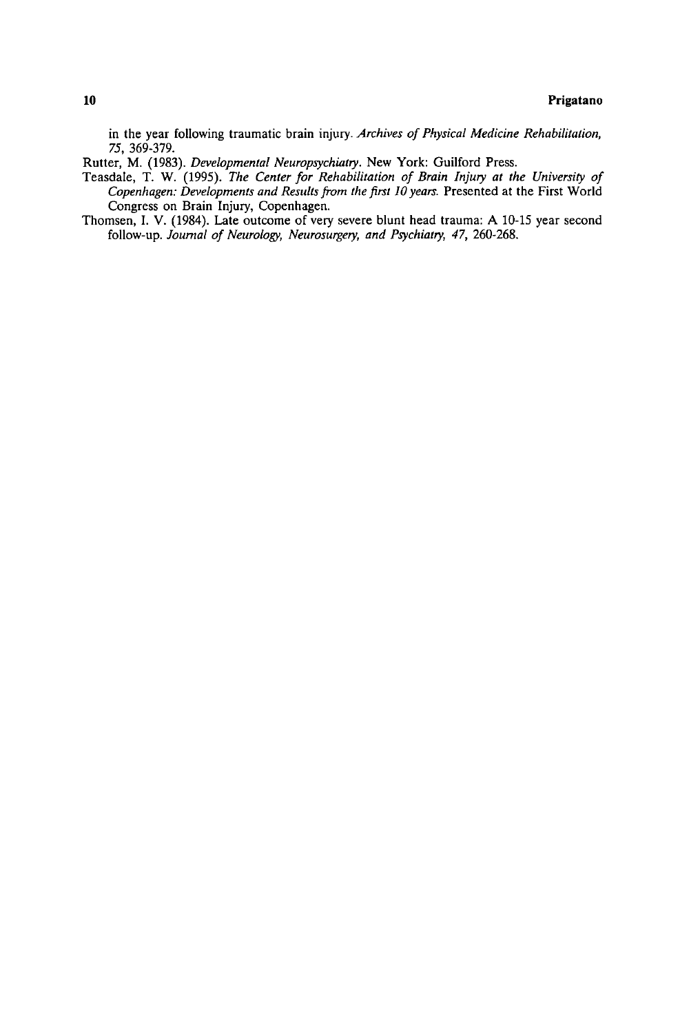in the year following traumatic brain injury. *Archives of Physical Medicine Rehabilitation, 75*, 369-379.

Rutter, M. (1983). *Developmental Neuropsychiatry*. New York: Guilford Press.

Teasdale, T. W. (1995). *The Center for Rehabilitation of Brain Injury at the University of Copenhagen: Developments and Results from the first 10 years.* Presented at the First World Congress on Brain Injury, Copenhagen.

Thomsen, I. V. (1984). Late outcome of very severe blunt head trauma: A 10-15 year second follow-up. *Journal of Neurology, Neurosurgery, and Psychiatry, 47*, 260-268.